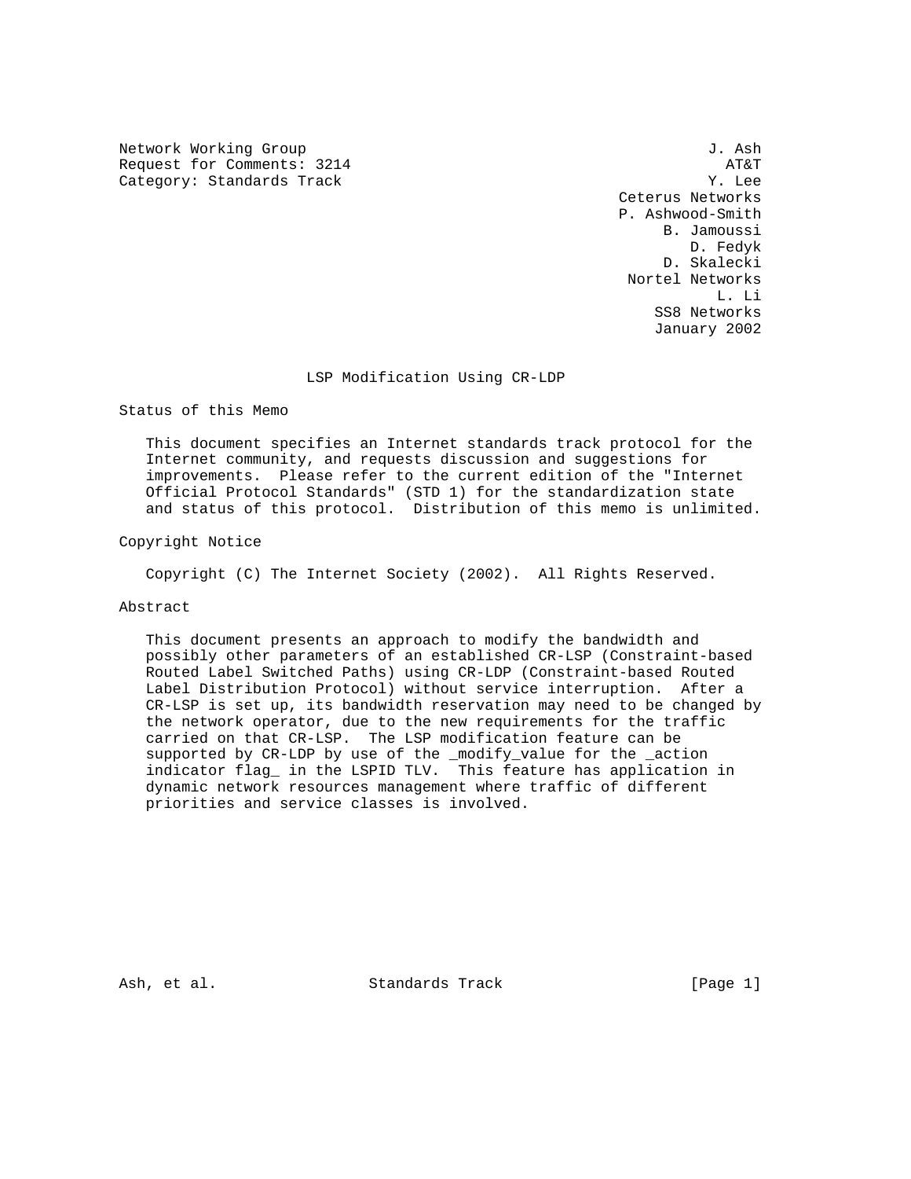Network Working Group J. Ash
Request for Comments: 3214 AT&T
Category: Standards Track Y. Lee
Ceterus Networks
P. Ashwood-Smith
B. Jamoussi
D. Fedyk
D. Skalecki
Nortel Networks
L. Li
SS8 Networks
January 2002

# LSP Modification Using CR-LDP

## Status of this Memo

This document specifies an Internet standards track protocol for the Internet community, and requests discussion and suggestions for improvements. Please refer to the current edition of the "Internet Official Protocol Standards" (STD 1) for the standardization state and status of this protocol. Distribution of this memo is unlimited.

## Copyright Notice

Copyright (C) The Internet Society (2002). All Rights Reserved.

## Abstract

This document presents an approach to modify the bandwidth and possibly other parameters of an established CR-LSP (Constraint-based Routed Label Switched Paths) using CR-LDP (Constraint-based Routed Label Distribution Protocol) without service interruption. After a CR-LSP is set up, its bandwidth reservation may need to be changed by the network operator, due to the new requirements for the traffic carried on that CR-LSP. The LSP modification feature can be supported by CR-LDP by use of the _modify_value for the _action indicator flag_ in the LSPID TLV. This feature has application in dynamic network resources management where traffic of different priorities and service classes is involved.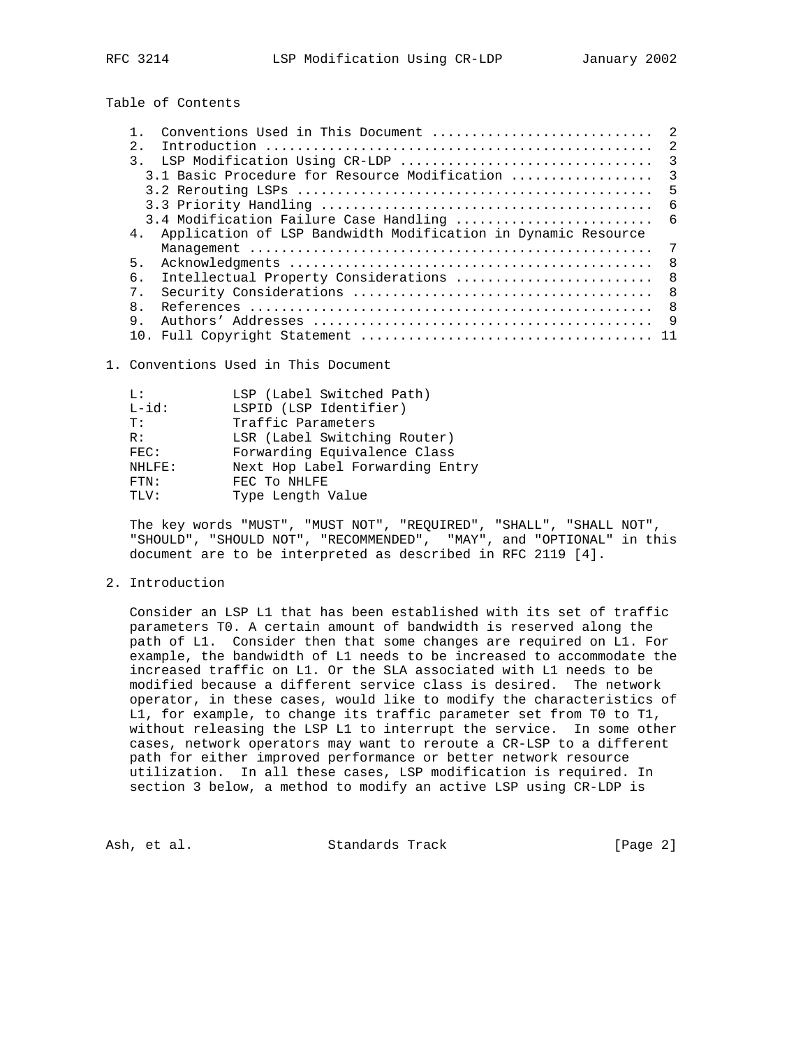Table of Contents

```
   1.  Conventions Used in This Document ...........................  2
   2.  Introduction ................................................  2
   3.  LSP Modification Using CR-LDP ...............................  3
     3.1 Basic Procedure for Resource Modification .................  3
     3.2 Rerouting LSPs ............................................  5
     3.3 Priority Handling .........................................  6
     3.4 Modification Failure Case Handling ........................  6
   4.  Application of LSP Bandwidth Modification in Dynamic Resource
       Management ..................................................  7
   5.  Acknowledgments .............................................  8
   6.  Intellectual Property Considerations ........................  8
   7.  Security Considerations .....................................  8
   8.  References ..................................................  8
   9.  Authors' Addresses ..........................................  9
   10. Full Copyright Statement .................................... 11
```

## 1. Conventions Used in This Document

```
L:          LSP (Label Switched Path)
L-id:       LSPID (LSP Identifier)
T:          Traffic Parameters
R:          LSR (Label Switching Router)
FEC:        Forwarding Equivalence Class
NHLFE:      Next Hop Label Forwarding Entry
FTN:        FEC To NHLFE
TLV:        Type Length Value
```

The key words "MUST", "MUST NOT", "REQUIRED", "SHALL", "SHALL NOT", "SHOULD", "SHOULD NOT", "RECOMMENDED", "MAY", and "OPTIONAL" in this document are to be interpreted as described in RFC 2119 [4].

## 2. Introduction

Consider an LSP L1 that has been established with its set of traffic parameters T0. A certain amount of bandwidth is reserved along the path of L1. Consider then that some changes are required on L1. For example, the bandwidth of L1 needs to be increased to accommodate the increased traffic on L1. Or the SLA associated with L1 needs to be modified because a different service class is desired. The network operator, in these cases, would like to modify the characteristics of L1, for example, to change its traffic parameter set from T0 to T1, without releasing the LSP L1 to interrupt the service. In some other cases, network operators may want to reroute a CR-LSP to a different path for either improved performance or better network resource utilization. In all these cases, LSP modification is required. In section 3 below, a method to modify an active LSP using CR-LDP is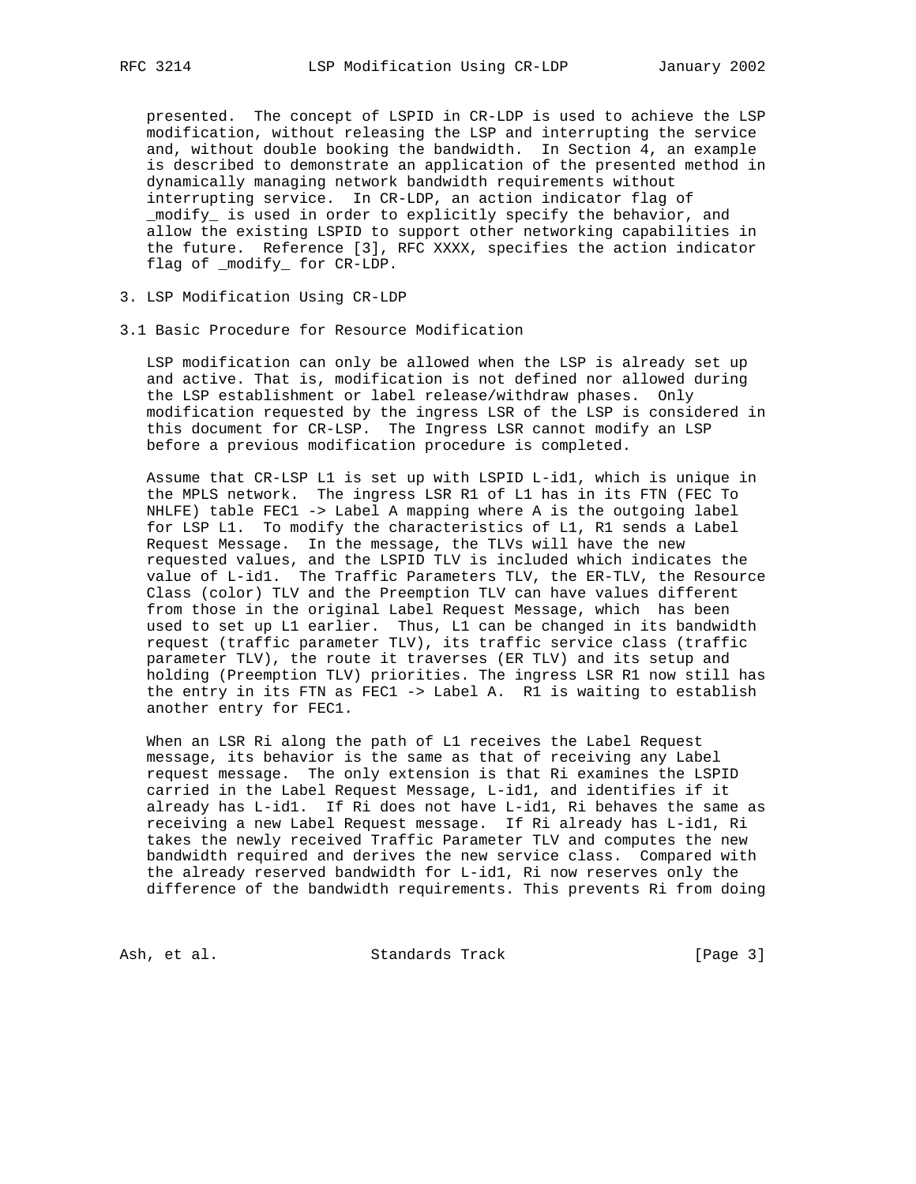presented. The concept of LSPID in CR-LDP is used to achieve the LSP modification, without releasing the LSP and interrupting the service and, without double booking the bandwidth. In Section 4, an example is described to demonstrate an application of the presented method in dynamically managing network bandwidth requirements without interrupting service. In CR-LDP, an action indicator flag of _modify_ is used in order to explicitly specify the behavior, and allow the existing LSPID to support other networking capabilities in the future. Reference [3], RFC XXXX, specifies the action indicator flag of _modify_ for CR-LDP.

## 3. LSP Modification Using CR-LDP

### 3.1 Basic Procedure for Resource Modification

LSP modification can only be allowed when the LSP is already set up and active. That is, modification is not defined nor allowed during the LSP establishment or label release/withdraw phases. Only modification requested by the ingress LSR of the LSP is considered in this document for CR-LSP. The Ingress LSR cannot modify an LSP before a previous modification procedure is completed.

Assume that CR-LSP L1 is set up with LSPID L-id1, which is unique in the MPLS network. The ingress LSR R1 of L1 has in its FTN (FEC To NHLFE) table FEC1 -> Label A mapping where A is the outgoing label for LSP L1. To modify the characteristics of L1, R1 sends a Label Request Message. In the message, the TLVs will have the new requested values, and the LSPID TLV is included which indicates the value of L-id1. The Traffic Parameters TLV, the ER-TLV, the Resource Class (color) TLV and the Preemption TLV can have values different from those in the original Label Request Message, which has been used to set up L1 earlier. Thus, L1 can be changed in its bandwidth request (traffic parameter TLV), its traffic service class (traffic parameter TLV), the route it traverses (ER TLV) and its setup and holding (Preemption TLV) priorities. The ingress LSR R1 now still has the entry in its FTN as FEC1 -> Label A. R1 is waiting to establish another entry for FEC1.

When an LSR Ri along the path of L1 receives the Label Request message, its behavior is the same as that of receiving any Label request message. The only extension is that Ri examines the LSPID carried in the Label Request Message, L-id1, and identifies if it already has L-id1. If Ri does not have L-id1, Ri behaves the same as receiving a new Label Request message. If Ri already has L-id1, Ri takes the newly received Traffic Parameter TLV and computes the new bandwidth required and derives the new service class. Compared with the already reserved bandwidth for L-id1, Ri now reserves only the difference of the bandwidth requirements. This prevents Ri from doing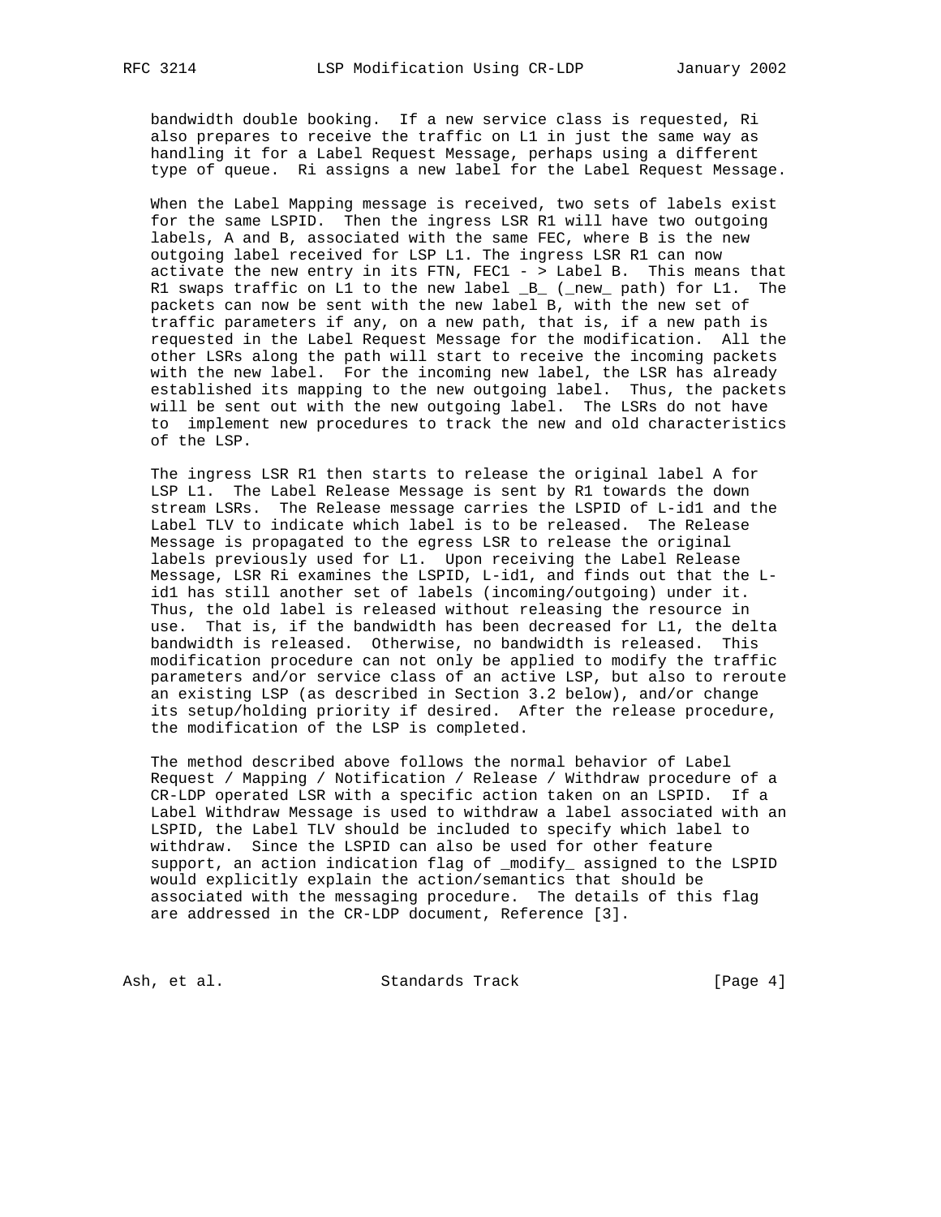bandwidth double booking. If a new service class is requested, Ri also prepares to receive the traffic on L1 in just the same way as handling it for a Label Request Message, perhaps using a different type of queue. Ri assigns a new label for the Label Request Message.

When the Label Mapping message is received, two sets of labels exist for the same LSPID. Then the ingress LSR R1 will have two outgoing labels, A and B, associated with the same FEC, where B is the new outgoing label received for LSP L1. The ingress LSR R1 can now activate the new entry in its FTN, FEC1 - > Label B. This means that R1 swaps traffic on L1 to the new label _B_ (_new_ path) for L1. The packets can now be sent with the new label B, with the new set of traffic parameters if any, on a new path, that is, if a new path is requested in the Label Request Message for the modification. All the other LSRs along the path will start to receive the incoming packets with the new label. For the incoming new label, the LSR has already established its mapping to the new outgoing label. Thus, the packets will be sent out with the new outgoing label. The LSRs do not have to implement new procedures to track the new and old characteristics of the LSP.

The ingress LSR R1 then starts to release the original label A for LSP L1. The Label Release Message is sent by R1 towards the down stream LSRs. The Release message carries the LSPID of L-id1 and the Label TLV to indicate which label is to be released. The Release Message is propagated to the egress LSR to release the original labels previously used for L1. Upon receiving the Label Release Message, LSR Ri examines the LSPID, L-id1, and finds out that the L-id1 has still another set of labels (incoming/outgoing) under it. Thus, the old label is released without releasing the resource in use. That is, if the bandwidth has been decreased for L1, the delta bandwidth is released. Otherwise, no bandwidth is released. This modification procedure can not only be applied to modify the traffic parameters and/or service class of an active LSP, but also to reroute an existing LSP (as described in Section 3.2 below), and/or change its setup/holding priority if desired. After the release procedure, the modification of the LSP is completed.

The method described above follows the normal behavior of Label Request / Mapping / Notification / Release / Withdraw procedure of a CR-LDP operated LSR with a specific action taken on an LSPID. If a Label Withdraw Message is used to withdraw a label associated with an LSPID, the Label TLV should be included to specify which label to withdraw. Since the LSPID can also be used for other feature support, an action indication flag of _modify_ assigned to the LSPID would explicitly explain the action/semantics that should be associated with the messaging procedure. The details of this flag are addressed in the CR-LDP document, Reference [3].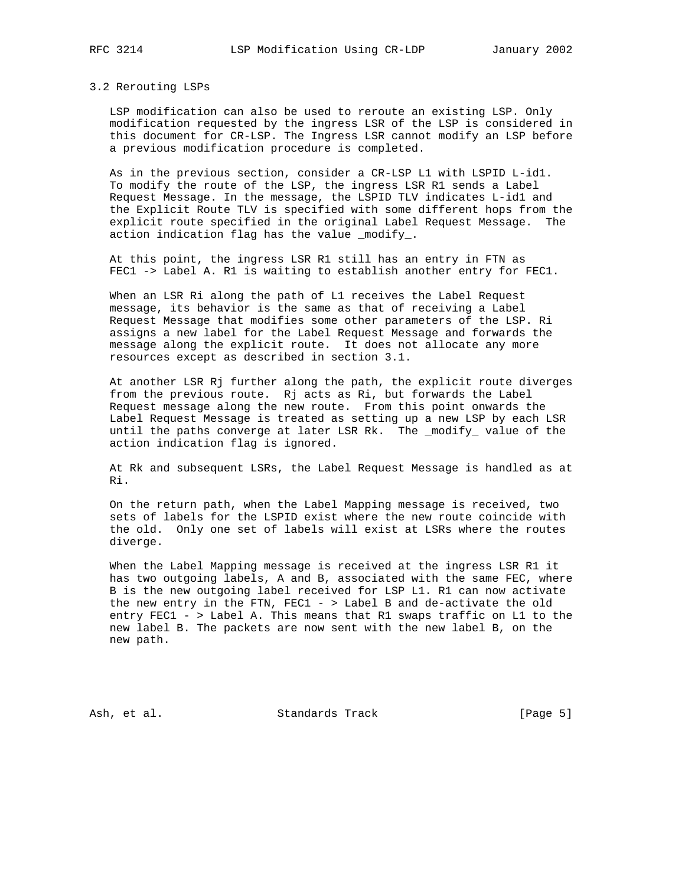### 3.2 Rerouting LSPs

LSP modification can also be used to reroute an existing LSP. Only modification requested by the ingress LSR of the LSP is considered in this document for CR-LSP. The Ingress LSR cannot modify an LSP before a previous modification procedure is completed.

As in the previous section, consider a CR-LSP L1 with LSPID L-id1. To modify the route of the LSP, the ingress LSR R1 sends a Label Request Message. In the message, the LSPID TLV indicates L-id1 and the Explicit Route TLV is specified with some different hops from the explicit route specified in the original Label Request Message. The action indication flag has the value _modify_.

At this point, the ingress LSR R1 still has an entry in FTN as FEC1 -> Label A. R1 is waiting to establish another entry for FEC1.

When an LSR Ri along the path of L1 receives the Label Request message, its behavior is the same as that of receiving a Label Request Message that modifies some other parameters of the LSP. Ri assigns a new label for the Label Request Message and forwards the message along the explicit route. It does not allocate any more resources except as described in section 3.1.

At another LSR Rj further along the path, the explicit route diverges from the previous route. Rj acts as Ri, but forwards the Label Request message along the new route. From this point onwards the Label Request Message is treated as setting up a new LSP by each LSR until the paths converge at later LSR Rk. The _modify_ value of the action indication flag is ignored.

At Rk and subsequent LSRs, the Label Request Message is handled as at Ri.

On the return path, when the Label Mapping message is received, two sets of labels for the LSPID exist where the new route coincide with the old. Only one set of labels will exist at LSRs where the routes diverge.

When the Label Mapping message is received at the ingress LSR R1 it has two outgoing labels, A and B, associated with the same FEC, where B is the new outgoing label received for LSP L1. R1 can now activate the new entry in the FTN, FEC1 - > Label B and de-activate the old entry FEC1 - > Label A. This means that R1 swaps traffic on L1 to the new label B. The packets are now sent with the new label B, on the new path.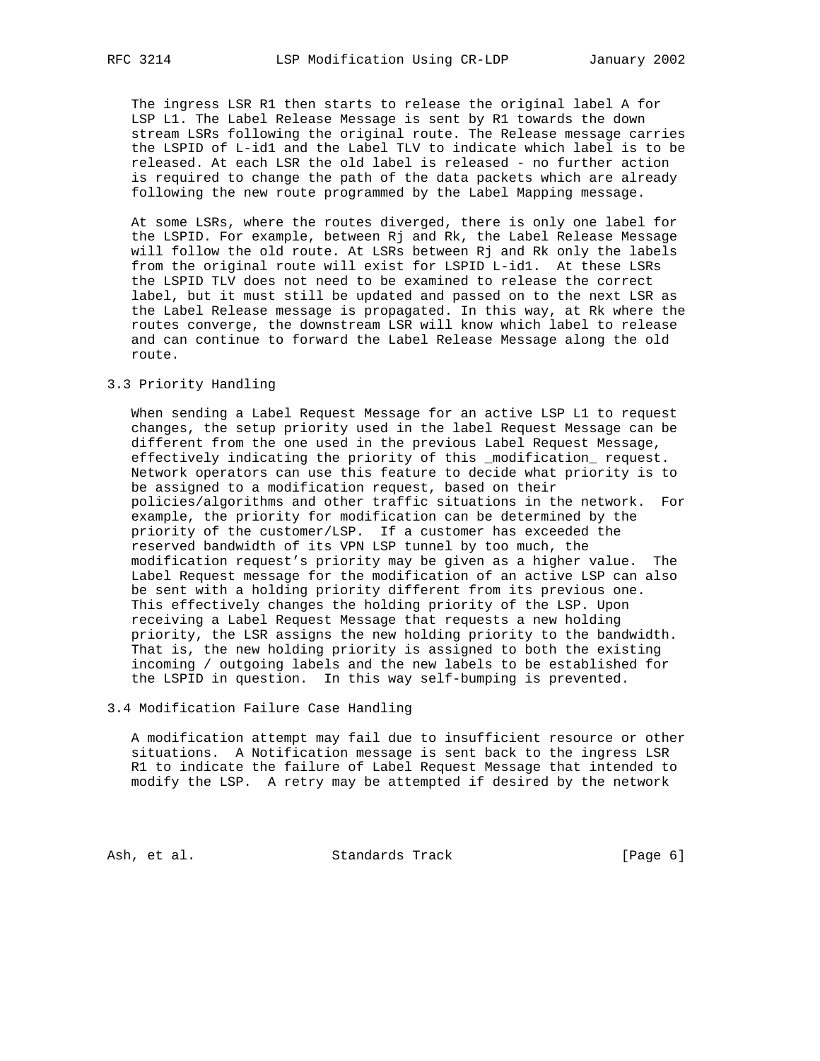The ingress LSR R1 then starts to release the original label A for LSP L1. The Label Release Message is sent by R1 towards the down stream LSRs following the original route. The Release message carries the LSPID of L-id1 and the Label TLV to indicate which label is to be released. At each LSR the old label is released - no further action is required to change the path of the data packets which are already following the new route programmed by the Label Mapping message.

At some LSRs, where the routes diverged, there is only one label for the LSPID. For example, between Rj and Rk, the Label Release Message will follow the old route. At LSRs between Rj and Rk only the labels from the original route will exist for LSPID L-id1. At these LSRs the LSPID TLV does not need to be examined to release the correct label, but it must still be updated and passed on to the next LSR as the Label Release message is propagated. In this way, at Rk where the routes converge, the downstream LSR will know which label to release and can continue to forward the Label Release Message along the old route.

### 3.3 Priority Handling

When sending a Label Request Message for an active LSP L1 to request changes, the setup priority used in the label Request Message can be different from the one used in the previous Label Request Message, effectively indicating the priority of this _modification_ request. Network operators can use this feature to decide what priority is to be assigned to a modification request, based on their policies/algorithms and other traffic situations in the network. For example, the priority for modification can be determined by the priority of the customer/LSP. If a customer has exceeded the reserved bandwidth of its VPN LSP tunnel by too much, the modification request’s priority may be given as a higher value. The Label Request message for the modification of an active LSP can also be sent with a holding priority different from its previous one. This effectively changes the holding priority of the LSP. Upon receiving a Label Request Message that requests a new holding priority, the LSR assigns the new holding priority to the bandwidth. That is, the new holding priority is assigned to both the existing incoming / outgoing labels and the new labels to be established for the LSPID in question. In this way self-bumping is prevented.

### 3.4 Modification Failure Case Handling

A modification attempt may fail due to insufficient resource or other situations. A Notification message is sent back to the ingress LSR R1 to indicate the failure of Label Request Message that intended to modify the LSP. A retry may be attempted if desired by the network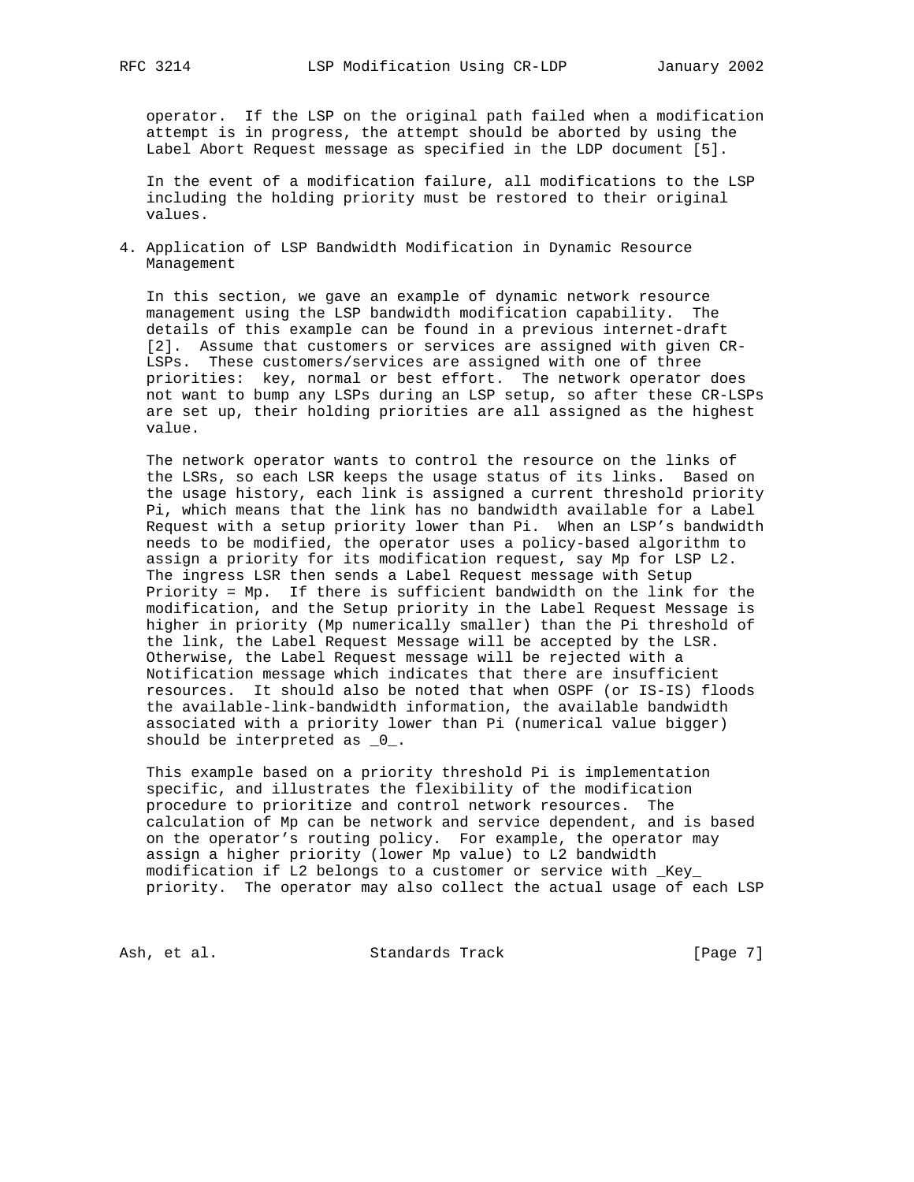operator. If the LSP on the original path failed when a modification attempt is in progress, the attempt should be aborted by using the Label Abort Request message as specified in the LDP document [5].

In the event of a modification failure, all modifications to the LSP including the holding priority must be restored to their original values.

## 4. Application of LSP Bandwidth Modification in Dynamic Resource Management

In this section, we gave an example of dynamic network resource management using the LSP bandwidth modification capability. The details of this example can be found in a previous internet-draft [2]. Assume that customers or services are assigned with given CR-LSPs. These customers/services are assigned with one of three priorities: key, normal or best effort. The network operator does not want to bump any LSPs during an LSP setup, so after these CR-LSPs are set up, their holding priorities are all assigned as the highest value.

The network operator wants to control the resource on the links of the LSRs, so each LSR keeps the usage status of its links. Based on the usage history, each link is assigned a current threshold priority Pi, which means that the link has no bandwidth available for a Label Request with a setup priority lower than Pi. When an LSP's bandwidth needs to be modified, the operator uses a policy-based algorithm to assign a priority for its modification request, say Mp for LSP L2. The ingress LSR then sends a Label Request message with Setup Priority = Mp. If there is sufficient bandwidth on the link for the modification, and the Setup priority in the Label Request Message is higher in priority (Mp numerically smaller) than the Pi threshold of the link, the Label Request Message will be accepted by the LSR. Otherwise, the Label Request message will be rejected with a Notification message which indicates that there are insufficient resources. It should also be noted that when OSPF (or IS-IS) floods the available-link-bandwidth information, the available bandwidth associated with a priority lower than Pi (numerical value bigger) should be interpreted as _0_.

This example based on a priority threshold Pi is implementation specific, and illustrates the flexibility of the modification procedure to prioritize and control network resources. The calculation of Mp can be network and service dependent, and is based on the operator's routing policy. For example, the operator may assign a higher priority (lower Mp value) to L2 bandwidth modification if L2 belongs to a customer or service with _Key_ priority. The operator may also collect the actual usage of each LSP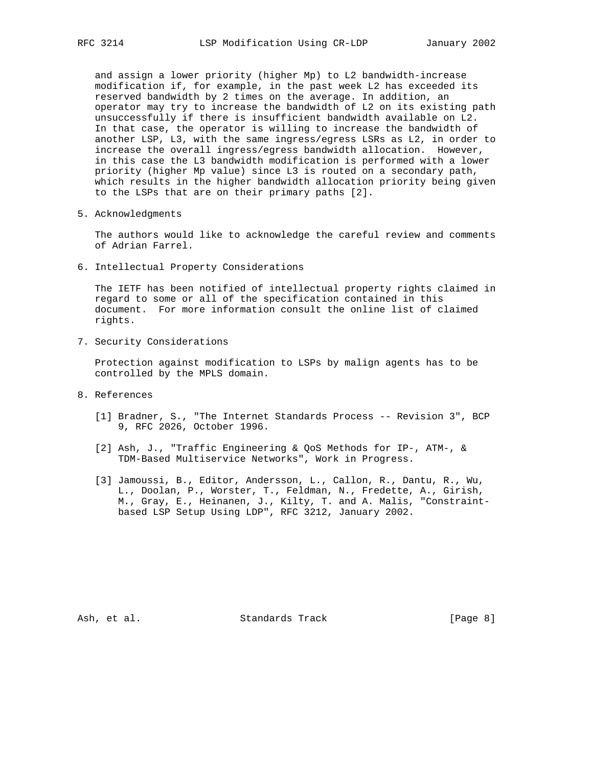and assign a lower priority (higher Mp) to L2 bandwidth-increase modification if, for example, in the past week L2 has exceeded its reserved bandwidth by 2 times on the average. In addition, an operator may try to increase the bandwidth of L2 on its existing path unsuccessfully if there is insufficient bandwidth available on L2. In that case, the operator is willing to increase the bandwidth of another LSP, L3, with the same ingress/egress LSRs as L2, in order to increase the overall ingress/egress bandwidth allocation. However, in this case the L3 bandwidth modification is performed with a lower priority (higher Mp value) since L3 is routed on a secondary path, which results in the higher bandwidth allocation priority being given to the LSPs that are on their primary paths [2].

## 5. Acknowledgments

The authors would like to acknowledge the careful review and comments of Adrian Farrel.

## 6. Intellectual Property Considerations

The IETF has been notified of intellectual property rights claimed in regard to some or all of the specification contained in this document. For more information consult the online list of claimed rights.

## 7. Security Considerations

Protection against modification to LSPs by malign agents has to be controlled by the MPLS domain.

## 8. References

[1] Bradner, S., "The Internet Standards Process -- Revision 3", BCP 9, RFC 2026, October 1996.

[2] Ash, J., "Traffic Engineering & QoS Methods for IP-, ATM-, & TDM-Based Multiservice Networks", Work in Progress.

[3] Jamoussi, B., Editor, Andersson, L., Callon, R., Dantu, R., Wu, L., Doolan, P., Worster, T., Feldman, N., Fredette, A., Girish, M., Gray, E., Heinanen, J., Kilty, T. and A. Malis, "Constraint-based LSP Setup Using LDP", RFC 3212, January 2002.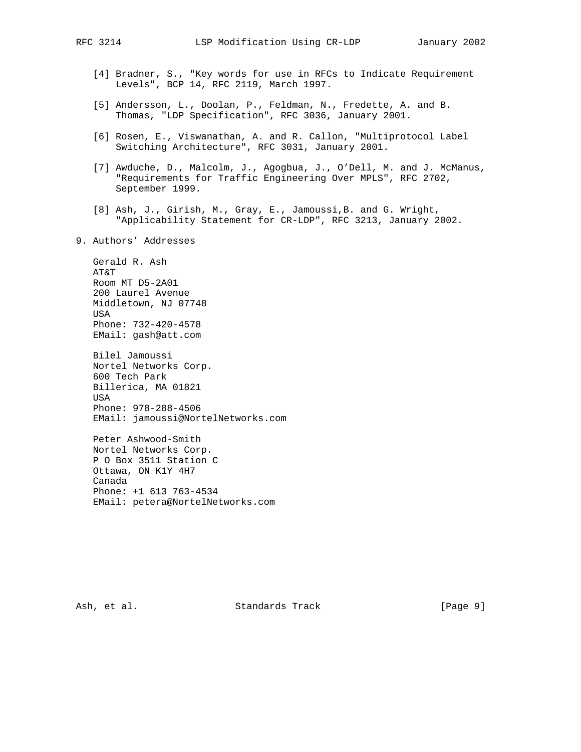[4] Bradner, S., "Key words for use in RFCs to Indicate Requirement Levels", BCP 14, RFC 2119, March 1997.

[5] Andersson, L., Doolan, P., Feldman, N., Fredette, A. and B. Thomas, "LDP Specification", RFC 3036, January 2001.

[6] Rosen, E., Viswanathan, A. and R. Callon, "Multiprotocol Label Switching Architecture", RFC 3031, January 2001.

[7] Awduche, D., Malcolm, J., Agogbua, J., O'Dell, M. and J. McManus, "Requirements for Traffic Engineering Over MPLS", RFC 2702, September 1999.

[8] Ash, J., Girish, M., Gray, E., Jamoussi,B. and G. Wright, "Applicability Statement for CR-LDP", RFC 3213, January 2002.

## 9. Authors' Addresses

Gerald R. Ash
AT&T
Room MT D5-2A01
200 Laurel Avenue
Middletown, NJ 07748
USA
Phone: 732-420-4578
EMail: gash@att.com

Bilel Jamoussi
Nortel Networks Corp.
600 Tech Park
Billerica, MA 01821
USA
Phone: 978-288-4506
EMail: jamoussi@NortelNetworks.com

Peter Ashwood-Smith
Nortel Networks Corp.
P O Box 3511 Station C
Ottawa, ON K1Y 4H7
Canada
Phone: +1 613 763-4534
EMail: petera@NortelNetworks.com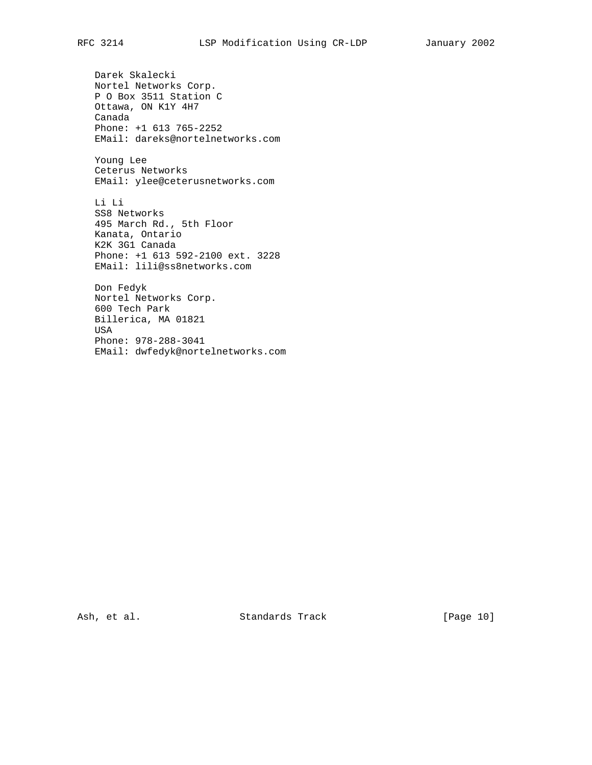Darek Skalecki
Nortel Networks Corp.
P O Box 3511 Station C
Ottawa, ON K1Y 4H7
Canada
Phone: +1 613 765-2252
EMail: dareks@nortelnetworks.com

Young Lee
Ceterus Networks
EMail: ylee@ceterusnetworks.com

Li Li
SS8 Networks
495 March Rd., 5th Floor
Kanata, Ontario
K2K 3G1 Canada
Phone: +1 613 592-2100 ext. 3228
EMail: lili@ss8networks.com

Don Fedyk
Nortel Networks Corp.
600 Tech Park
Billerica, MA 01821
USA
Phone: 978-288-3041
EMail: dwfedyk@nortelnetworks.com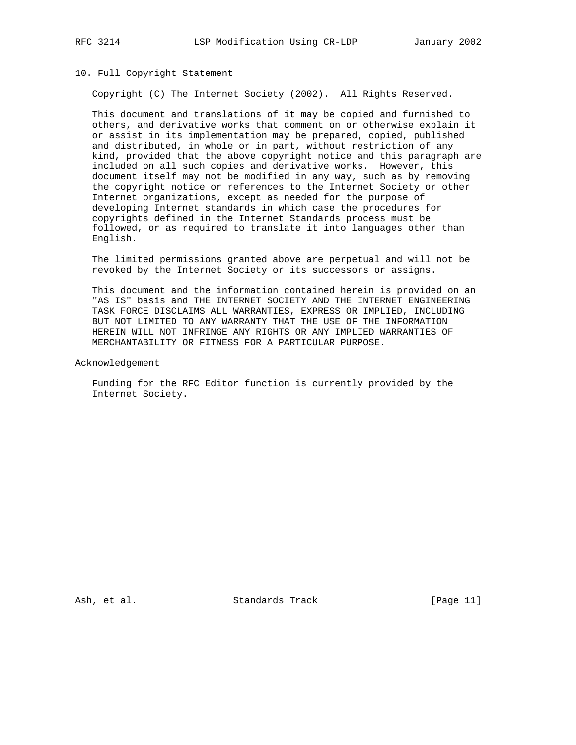## 10. Full Copyright Statement

Copyright (C) The Internet Society (2002). All Rights Reserved.

This document and translations of it may be copied and furnished to others, and derivative works that comment on or otherwise explain it or assist in its implementation may be prepared, copied, published and distributed, in whole or in part, without restriction of any kind, provided that the above copyright notice and this paragraph are included on all such copies and derivative works. However, this document itself may not be modified in any way, such as by removing the copyright notice or references to the Internet Society or other Internet organizations, except as needed for the purpose of developing Internet standards in which case the procedures for copyrights defined in the Internet Standards process must be followed, or as required to translate it into languages other than English.

The limited permissions granted above are perpetual and will not be revoked by the Internet Society or its successors or assigns.

This document and the information contained herein is provided on an "AS IS" basis and THE INTERNET SOCIETY AND THE INTERNET ENGINEERING TASK FORCE DISCLAIMS ALL WARRANTIES, EXPRESS OR IMPLIED, INCLUDING BUT NOT LIMITED TO ANY WARRANTY THAT THE USE OF THE INFORMATION HEREIN WILL NOT INFRINGE ANY RIGHTS OR ANY IMPLIED WARRANTIES OF MERCHANTABILITY OR FITNESS FOR A PARTICULAR PURPOSE.

## Acknowledgement

Funding for the RFC Editor function is currently provided by the Internet Society.